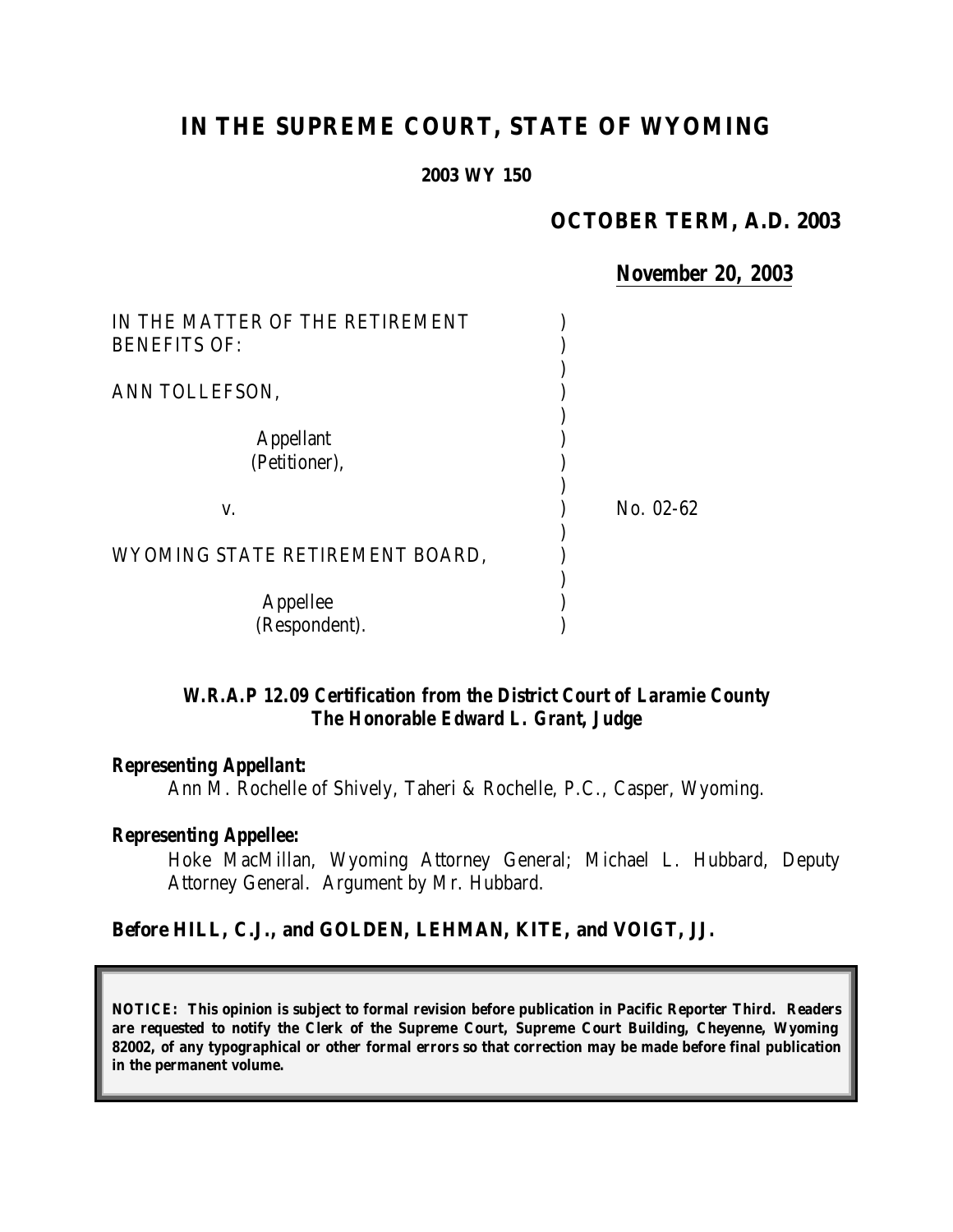# IN THE SUPREME COURT, STATE OF WYOMING

**2003 WY 150**

**OCTOBER TERM, A.D. 2003**

**November 20, 2003**

IN THE MATTER OF THE RETIREMENT BENEFITS OF:

ANN TOLLEFSON,

Appellant (Petitioner),

v.

WYOMING STATE RETIREMENT BOARD,

Appellee (Respondent).

No. 02-62

***W.R.A.P 12.09 Certification from the District Court of Laramie County***
***The Honorable Edward L. Grant, Judge***

***Representing Appellant:***

Ann M. Rochelle of Shively, Taheri & Rochelle, P.C., Casper, Wyoming.

***Representing Appellee:***

Hoke MacMillan, Wyoming Attorney General; Michael L. Hubbard, Deputy Attorney General. Argument by Mr. Hubbard.

**Before HILL, C.J., and GOLDEN, LEHMAN, KITE, and VOIGT, JJ.**

**NOTICE: This opinion is subject to formal revision before publication in Pacific Reporter Third. Readers are requested to notify the Clerk of the Supreme Court, Supreme Court Building, Cheyenne, Wyoming 82002, of any typographical or other formal errors so that correction may be made before final publication in the permanent volume.**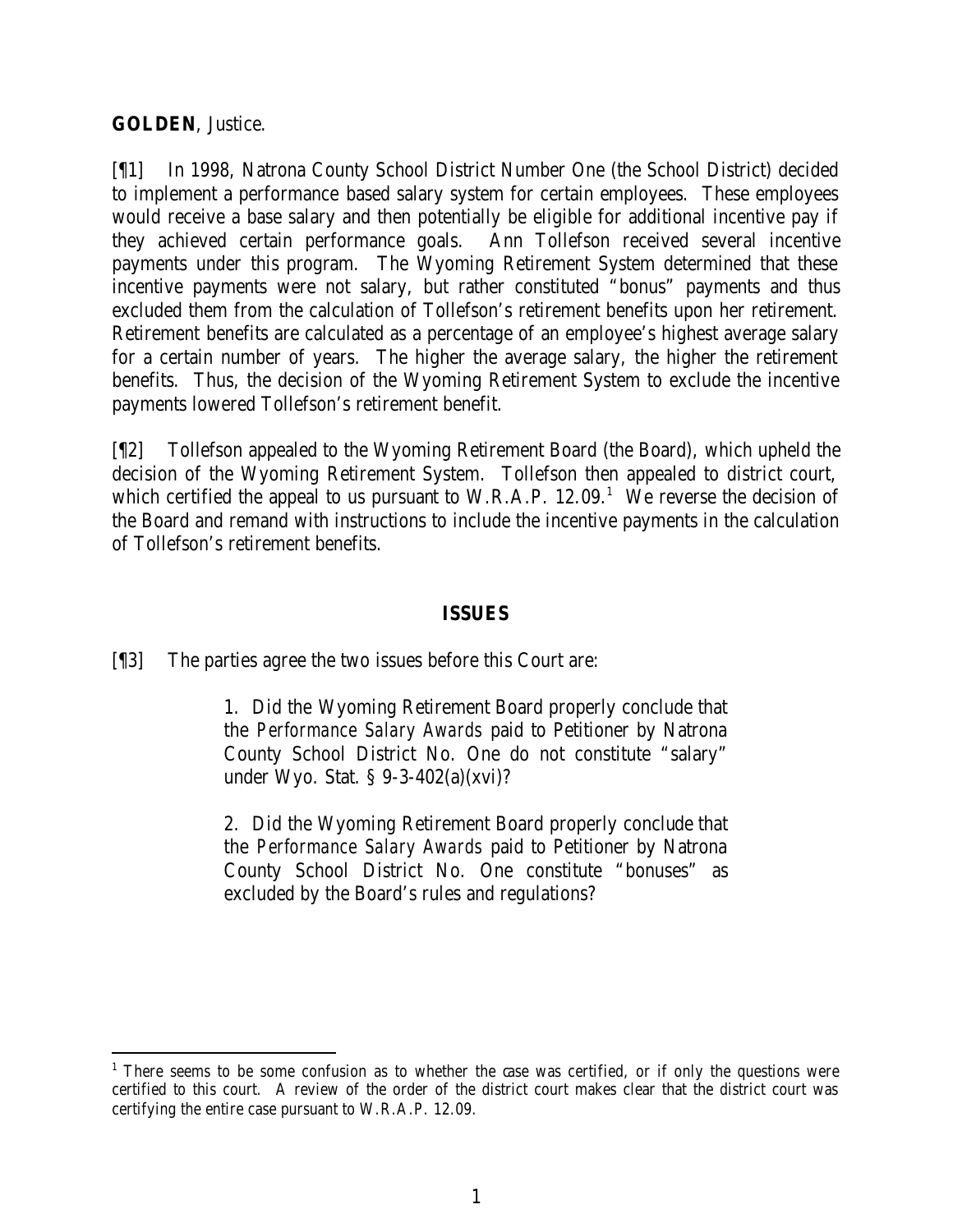**GOLDEN**, Justice.

[¶1] In 1998, Natrona County School District Number One (the School District) decided to implement a performance based salary system for certain employees. These employees would receive a base salary and then potentially be eligible for additional incentive pay if they achieved certain performance goals. Ann Tollefson received several incentive payments under this program. The Wyoming Retirement System determined that these incentive payments were not salary, but rather constituted "bonus" payments and thus excluded them from the calculation of Tollefson's retirement benefits upon her retirement. Retirement benefits are calculated as a percentage of an employee's highest average salary for a certain number of years. The higher the average salary, the higher the retirement benefits. Thus, the decision of the Wyoming Retirement System to exclude the incentive payments lowered Tollefson's retirement benefit.

[¶2] Tollefson appealed to the Wyoming Retirement Board (the Board), which upheld the decision of the Wyoming Retirement System. Tollefson then appealed to district court, which certified the appeal to us pursuant to W.R.A.P. 12.09.[1] We reverse the decision of the Board and remand with instructions to include the incentive payments in the calculation of Tollefson's retirement benefits.

## ISSUES

[¶3] The parties agree the two issues before this Court are:

> 1. Did the Wyoming Retirement Board properly conclude that the *Performance Salary Awards* paid to Petitioner by Natrona County School District No. One do not constitute "salary" under Wyo. Stat. § 9-3-402(a)(xvi)?
>
> 2. Did the Wyoming Retirement Board properly conclude that the *Performance Salary Awards* paid to Petitioner by Natrona County School District No. One constitute "bonuses" as excluded by the Board's rules and regulations?

---

[1] There seems to be some confusion as to whether the case was certified, or if only the questions were certified to this court. A review of the order of the district court makes clear that the district court was certifying the entire case pursuant to W.R.A.P. 12.09.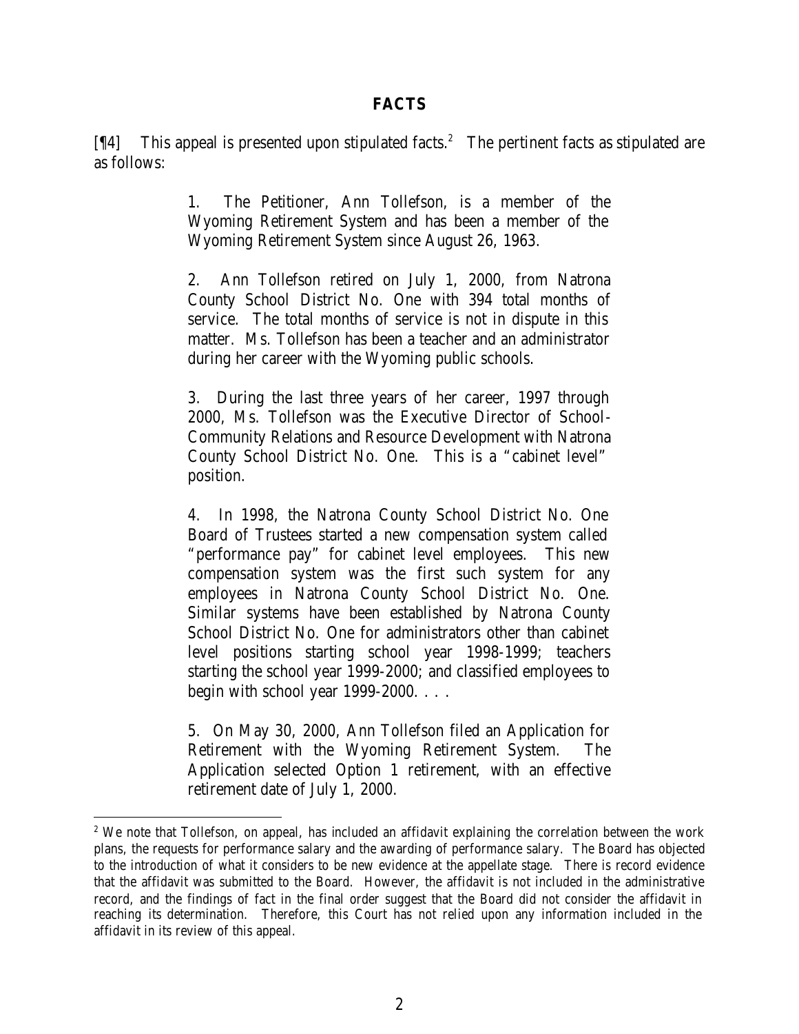## FACTS

[¶4] This appeal is presented upon stipulated facts.[2] The pertinent facts as stipulated are as follows:

> 1. The Petitioner, Ann Tollefson, is a member of the Wyoming Retirement System and has been a member of the Wyoming Retirement System since August 26, 1963.
>
> 2. Ann Tollefson retired on July 1, 2000, from Natrona County School District No. One with 394 total months of service. The total months of service is not in dispute in this matter. Ms. Tollefson has been a teacher and an administrator during her career with the Wyoming public schools.
>
> 3. During the last three years of her career, 1997 through 2000, Ms. Tollefson was the Executive Director of School-Community Relations and Resource Development with Natrona County School District No. One. This is a "cabinet level" position.
>
> 4. In 1998, the Natrona County School District No. One Board of Trustees started a new compensation system called "performance pay" for cabinet level employees. This new compensation system was the first such system for any employees in Natrona County School District No. One. Similar systems have been established by Natrona County School District No. One for administrators other than cabinet level positions starting school year 1998-1999; teachers starting the school year 1999-2000; and classified employees to begin with school year 1999-2000. . . .
>
> 5. On May 30, 2000, Ann Tollefson filed an Application for Retirement with the Wyoming Retirement System. The Application selected Option 1 retirement, with an effective retirement date of July 1, 2000.

[2] We note that Tollefson, on appeal, has included an affidavit explaining the correlation between the work plans, the requests for performance salary and the awarding of performance salary. The Board has objected to the introduction of what it considers to be new evidence at the appellate stage. There is record evidence that the affidavit was submitted to the Board. However, the affidavit is not included in the administrative record, and the findings of fact in the final order suggest that the Board did not consider the affidavit in reaching its determination. Therefore, this Court has not relied upon any information included in the affidavit in its review of this appeal.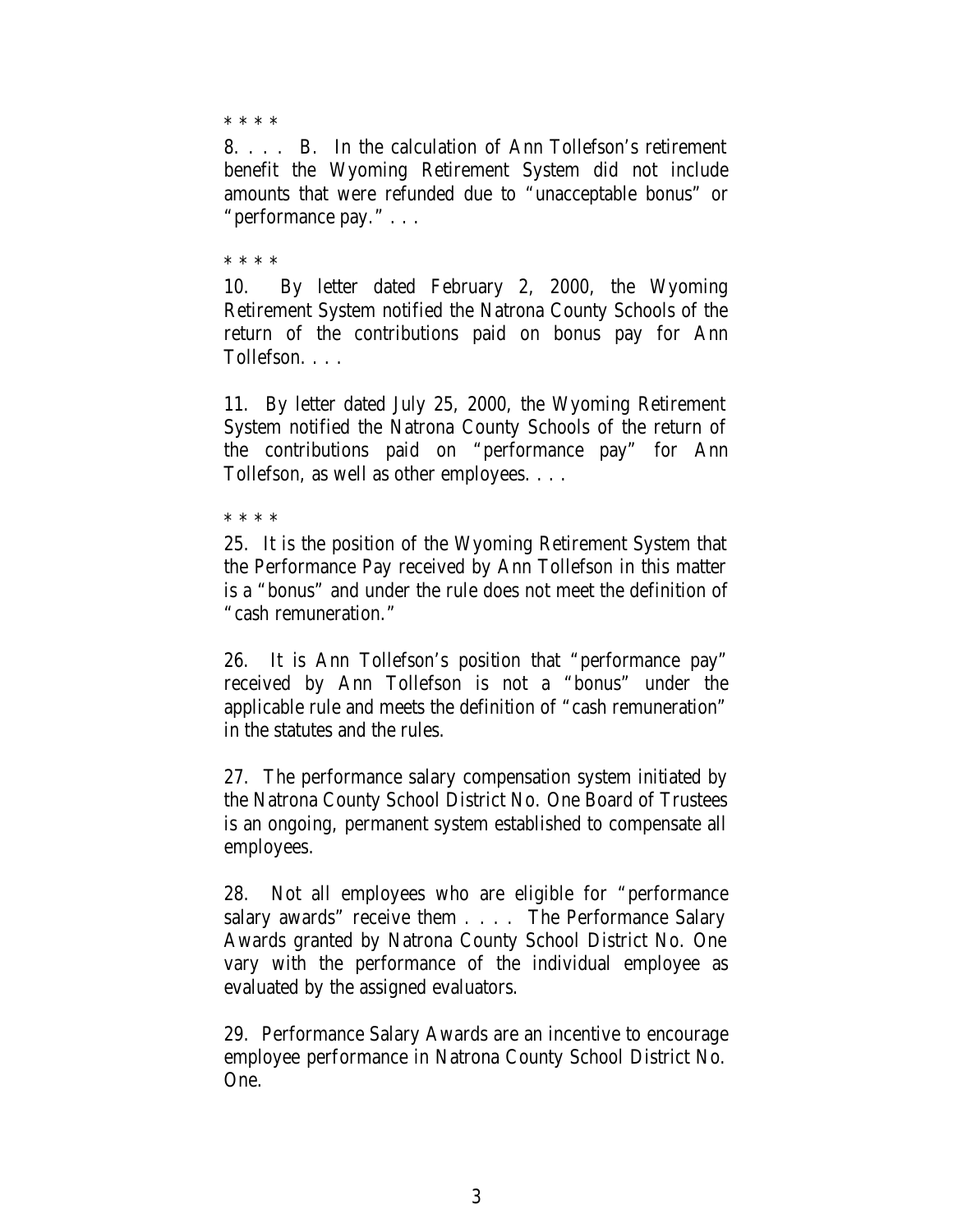* * * *

8\. . . . B. In the calculation of Ann Tollefson's retirement benefit the Wyoming Retirement System did not include amounts that were refunded due to "unacceptable bonus" or "performance pay." . . .

* * * *

10\. By letter dated February 2, 2000, the Wyoming Retirement System notified the Natrona County Schools of the return of the contributions paid on bonus pay for Ann Tollefson. . . .

11\. By letter dated July 25, 2000, the Wyoming Retirement System notified the Natrona County Schools of the return of the contributions paid on "performance pay" for Ann Tollefson, as well as other employees. . . .

* * * *

25\. It is the position of the Wyoming Retirement System that the Performance Pay received by Ann Tollefson in this matter is a "bonus" and under the rule does not meet the definition of "cash remuneration."

26\. It is Ann Tollefson's position that "performance pay" received by Ann Tollefson is not a "bonus" under the applicable rule and meets the definition of "cash remuneration" in the statutes and the rules.

27\. The performance salary compensation system initiated by the Natrona County School District No. One Board of Trustees is an ongoing, permanent system established to compensate all employees.

28\. Not all employees who are eligible for "performance salary awards" receive them . . . . The Performance Salary Awards granted by Natrona County School District No. One vary with the performance of the individual employee as evaluated by the assigned evaluators.

29\. Performance Salary Awards are an incentive to encourage employee performance in Natrona County School District No. One.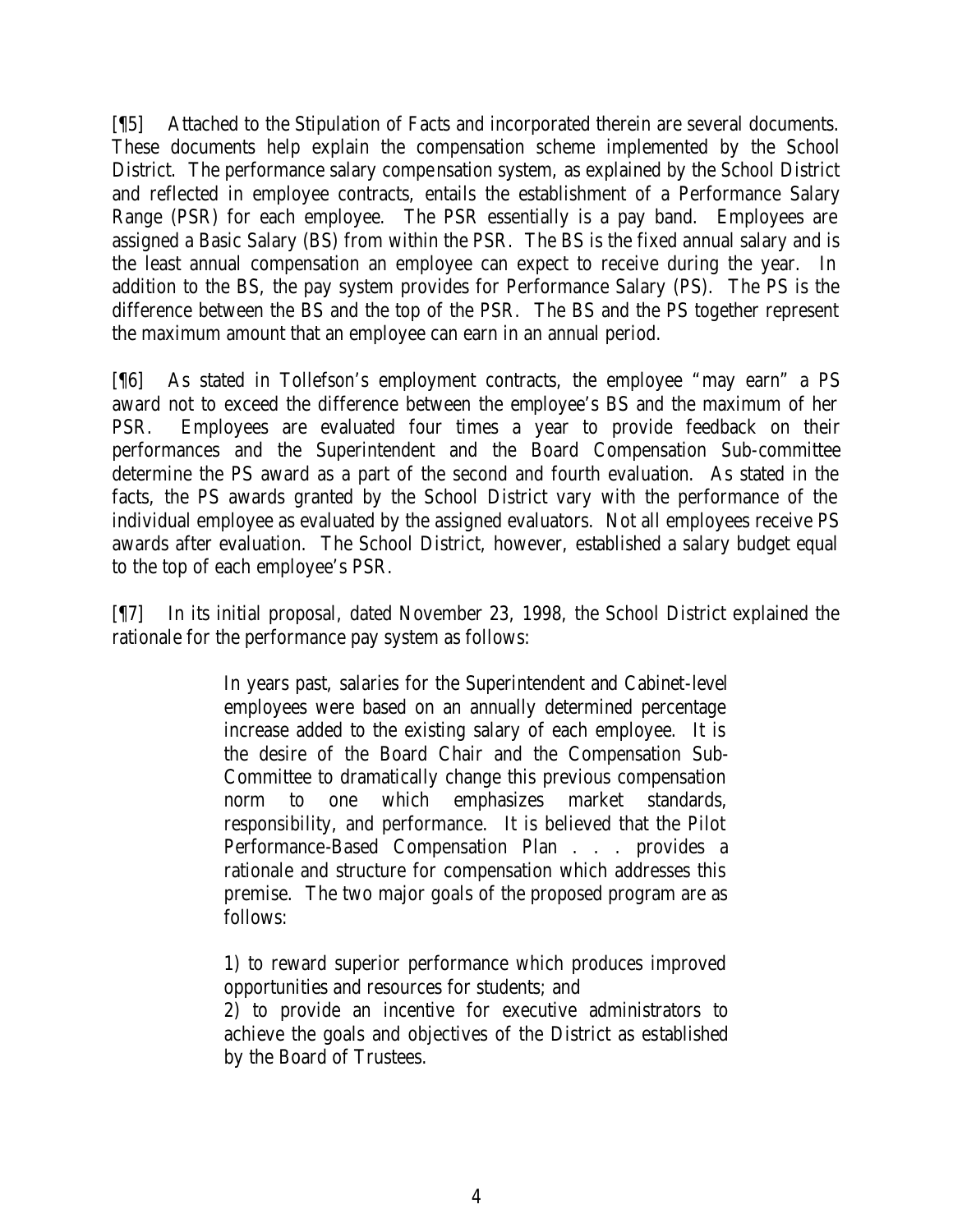[¶5] Attached to the Stipulation of Facts and incorporated therein are several documents. These documents help explain the compensation scheme implemented by the School District. The performance salary compensation system, as explained by the School District and reflected in employee contracts, entails the establishment of a Performance Salary Range (PSR) for each employee. The PSR essentially is a pay band. Employees are assigned a Basic Salary (BS) from within the PSR. The BS is the fixed annual salary and is the least annual compensation an employee can expect to receive during the year. In addition to the BS, the pay system provides for Performance Salary (PS). The PS is the difference between the BS and the top of the PSR. The BS and the PS together represent the maximum amount that an employee can earn in an annual period.

[¶6] As stated in Tollefson's employment contracts, the employee "may earn" a PS award not to exceed the difference between the employee's BS and the maximum of her PSR. Employees are evaluated four times a year to provide feedback on their performances and the Superintendent and the Board Compensation Sub-committee determine the PS award as a part of the second and fourth evaluation. As stated in the facts, the PS awards granted by the School District vary with the performance of the individual employee as evaluated by the assigned evaluators. Not all employees receive PS awards after evaluation. The School District, however, established a salary budget equal to the top of each employee's PSR.

[¶7] In its initial proposal, dated November 23, 1998, the School District explained the rationale for the performance pay system as follows:

> In years past, salaries for the Superintendent and Cabinet-level employees were based on an annually determined percentage increase added to the existing salary of each employee. It is the desire of the Board Chair and the Compensation Sub-Committee to dramatically change this previous compensation norm to one which emphasizes market standards, responsibility, and performance. It is believed that the Pilot Performance-Based Compensation Plan . . . provides a rationale and structure for compensation which addresses this premise. The two major goals of the proposed program are as follows:
>
> 1) to reward superior performance which produces improved opportunities and resources for students; and
> 2) to provide an incentive for executive administrators to achieve the goals and objectives of the District as established by the Board of Trustees.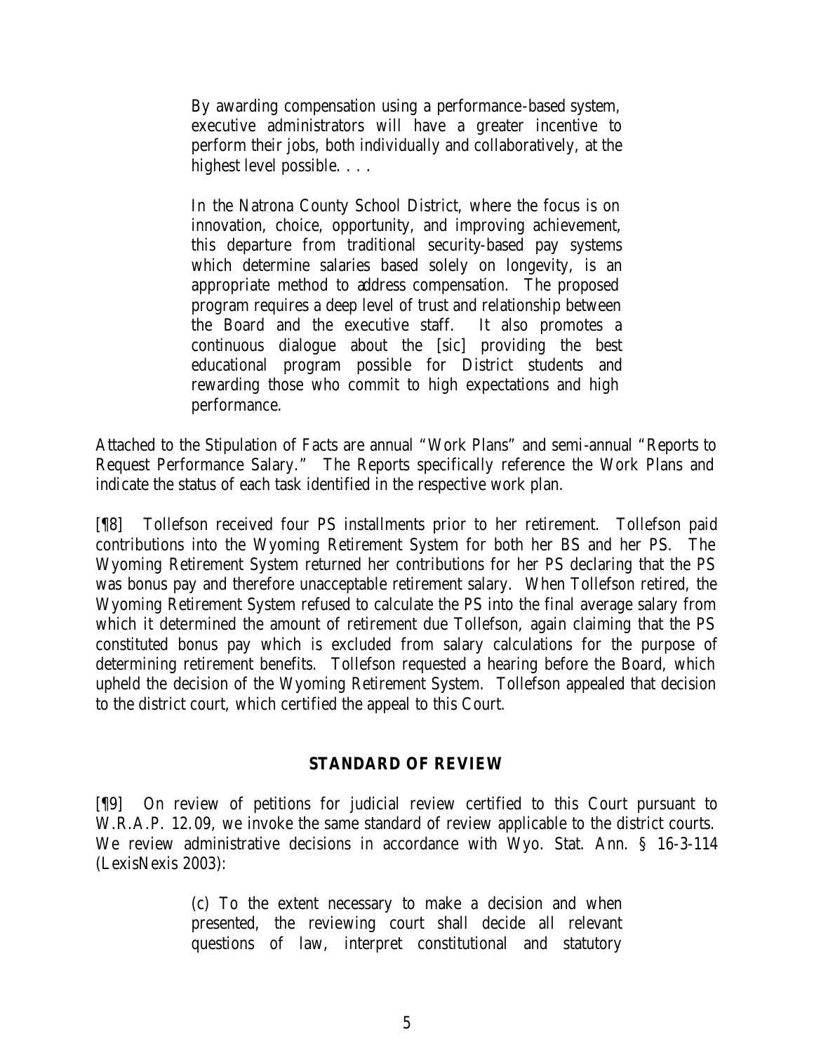> By awarding compensation using a performance-based system, executive administrators will have a greater incentive to perform their jobs, both individually and collaboratively, at the highest level possible. . . .
>
> In the Natrona County School District, where the focus is on innovation, choice, opportunity, and improving achievement, this departure from traditional security-based pay systems which determine salaries based solely on longevity, is an appropriate method to address compensation. The proposed program requires a deep level of trust and relationship between the Board and the executive staff. It also promotes a continuous dialogue about the [sic] providing the best educational program possible for District students and rewarding those who commit to high expectations and high performance.

Attached to the Stipulation of Facts are annual "Work Plans" and semi-annual "Reports to Request Performance Salary." The Reports specifically reference the Work Plans and indicate the status of each task identified in the respective work plan.

[¶8] Tollefson received four PS installments prior to her retirement. Tollefson paid contributions into the Wyoming Retirement System for both her BS and her PS. The Wyoming Retirement System returned her contributions for her PS declaring that the PS was bonus pay and therefore unacceptable retirement salary. When Tollefson retired, the Wyoming Retirement System refused to calculate the PS into the final average salary from which it determined the amount of retirement due Tollefson, again claiming that the PS constituted bonus pay which is excluded from salary calculations for the purpose of determining retirement benefits. Tollefson requested a hearing before the Board, which upheld the decision of the Wyoming Retirement System. Tollefson appealed that decision to the district court, which certified the appeal to this Court.

## STANDARD OF REVIEW

[¶9] On review of petitions for judicial review certified to this Court pursuant to W.R.A.P. 12.09, we invoke the same standard of review applicable to the district courts. We review administrative decisions in accordance with Wyo. Stat. Ann. § 16-3-114 (LexisNexis 2003):

> (c) To the extent necessary to make a decision and when presented, the reviewing court shall decide all relevant questions of law, interpret constitutional and statutory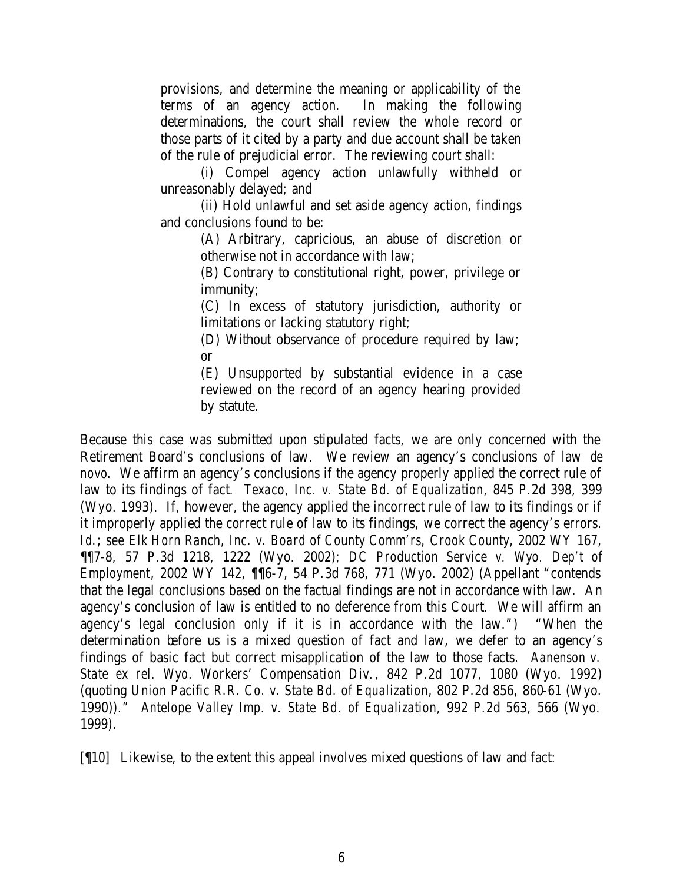> provisions, and determine the meaning or applicability of the terms of an agency action. In making the following determinations, the court shall review the whole record or those parts of it cited by a party and due account shall be taken of the rule of prejudicial error. The reviewing court shall:
>
> (i) Compel agency action unlawfully withheld or unreasonably delayed; and
>
> (ii) Hold unlawful and set aside agency action, findings and conclusions found to be:
>
> > (A) Arbitrary, capricious, an abuse of discretion or otherwise not in accordance with law;
> >
> > (B) Contrary to constitutional right, power, privilege or immunity;
> >
> > (C) In excess of statutory jurisdiction, authority or limitations or lacking statutory right;
> >
> > (D) Without observance of procedure required by law; or
> >
> > (E) Unsupported by substantial evidence in a case reviewed on the record of an agency hearing provided by statute.

Because this case was submitted upon stipulated facts, we are only concerned with the Retirement Board's conclusions of law. We review an agency's conclusions of law *de novo*. We affirm an agency's conclusions if the agency properly applied the correct rule of law to its findings of fact. *Texaco, Inc. v. State Bd. of Equalization*, 845 P.2d 398, 399 (Wyo. 1993). If, however, the agency applied the incorrect rule of law to its findings or if it improperly applied the correct rule of law to its findings, we correct the agency's errors. *Id.*; *see Elk Horn Ranch, Inc. v. Board of County Comm'rs, Crook County*, 2002 WY 167, ¶¶7-8, 57 P.3d 1218, 1222 (Wyo. 2002); *DC Production Service v. Wyo. Dep't of Employment*, 2002 WY 142, ¶¶6-7, 54 P.3d 768, 771 (Wyo. 2002) (Appellant "contends that the legal conclusions based on the factual findings are not in accordance with law. An agency's conclusion of law is entitled to no deference from this Court. We will affirm an agency's legal conclusion only if it is in accordance with the law.") "When the determination before us is a mixed question of fact and law, we defer to an agency's findings of basic fact but correct misapplication of the law to those facts. *Aanenson v. State ex rel. Wyo. Workers' Compensation Div.*, 842 P.2d 1077, 1080 (Wyo. 1992) (quoting *Union Pacific R.R. Co. v. State Bd. of Equalization*, 802 P.2d 856, 860-61 (Wyo. 1990))." *Antelope Valley Imp. v. State Bd. of Equalization*, 992 P.2d 563, 566 (Wyo. 1999).

[¶10] Likewise, to the extent this appeal involves mixed questions of law and fact: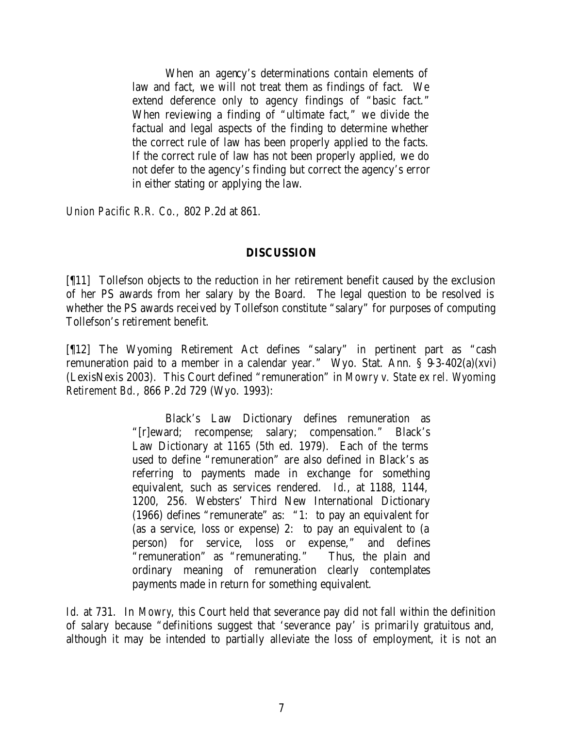> When an agency's determinations contain elements of law and fact, we will not treat them as findings of fact. We extend deference only to agency findings of "basic fact." When reviewing a finding of "ultimate fact," we divide the factual and legal aspects of the finding to determine whether the correct rule of law has been properly applied to the facts. If the correct rule of law has not been properly applied, we do not defer to the agency's finding but correct the agency's error in either stating or applying the law.

*Union Pacific R.R. Co.*, 802 P.2d at 861.

## DISCUSSION

[¶11] Tollefson objects to the reduction in her retirement benefit caused by the exclusion of her PS awards from her salary by the Board. The legal question to be resolved is whether the PS awards received by Tollefson constitute "salary" for purposes of computing Tollefson's retirement benefit.

[¶12] The Wyoming Retirement Act defines "salary" in pertinent part as "cash remuneration paid to a member in a calendar year." Wyo. Stat. Ann. § 9-3-402(a)(xvi) (LexisNexis 2003). This Court defined "remuneration" in *Mowry v. State ex rel. Wyoming Retirement Bd.*, 866 P.2d 729 (Wyo. 1993):

> Black's Law Dictionary defines remuneration as "[r]eward; recompense; salary; compensation." Black's Law Dictionary at 1165 (5th ed. 1979). Each of the terms used to define "remuneration" are also defined in Black's as referring to payments made in exchange for something equivalent, such as services rendered. *Id.*, at 1188, 1144, 1200, 256. Websters' Third New International Dictionary (1966) defines "remunerate" as: "1: to pay an equivalent for (as a service, loss or expense) 2: to pay an equivalent to (a person) for service, loss or expense," and defines "remuneration" as "remunerating." Thus, the plain and ordinary meaning of remuneration clearly contemplates payments made in return for something equivalent.

*Id.* at 731. In *Mowry*, this Court held that severance pay did not fall within the definition of salary because "definitions suggest that 'severance pay' is primarily gratuitous and, although it may be intended to partially alleviate the loss of employment, it is not an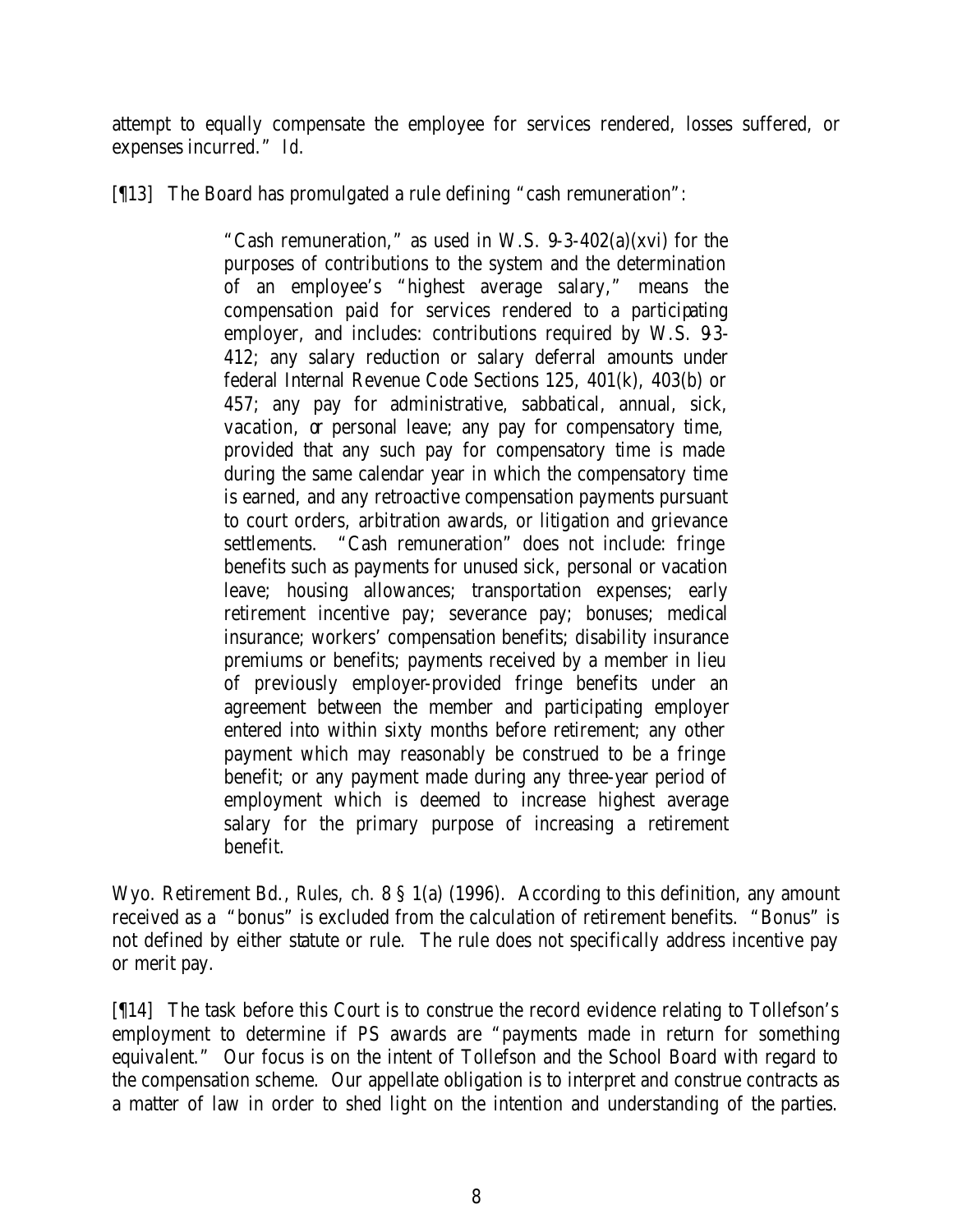attempt to equally compensate the employee for services rendered, losses suffered, or expenses incurred." *Id.*

[¶13] The Board has promulgated a rule defining "cash remuneration":

> "Cash remuneration," as used in W.S. 9-3-402(a)(xvi) for the purposes of contributions to the system and the determination of an employee's "highest average salary," means the compensation paid for services rendered to a participating employer, and includes: contributions required by W.S. 9-3-412; any salary reduction or salary deferral amounts under federal Internal Revenue Code Sections 125, 401(k), 403(b) or 457; any pay for administrative, sabbatical, annual, sick, vacation, or personal leave; any pay for compensatory time, provided that any such pay for compensatory time is made during the same calendar year in which the compensatory time is earned, and any retroactive compensation payments pursuant to court orders, arbitration awards, or litigation and grievance settlements. "Cash remuneration" does not include: fringe benefits such as payments for unused sick, personal or vacation leave; housing allowances; transportation expenses; early retirement incentive pay; severance pay; bonuses; medical insurance; workers' compensation benefits; disability insurance premiums or benefits; payments received by a member in lieu of previously employer-provided fringe benefits under an agreement between the member and participating employer entered into within sixty months before retirement; any other payment which may reasonably be construed to be a fringe benefit; or any payment made during any three-year period of employment which is deemed to increase highest average salary for the primary purpose of increasing a retirement benefit.

Wyo. Retirement Bd., *Rules*, ch. 8 § 1(a) (1996). According to this definition, any amount received as a "bonus" is excluded from the calculation of retirement benefits. "Bonus" is not defined by either statute or rule. The rule does not specifically address incentive pay or merit pay.

[¶14] The task before this Court is to construe the record evidence relating to Tollefson's employment to determine if PS awards are "payments made in return for something equivalent." Our focus is on the intent of Tollefson and the School Board with regard to the compensation scheme. Our appellate obligation is to interpret and construe contracts as a matter of law in order to shed light on the intention and understanding of the parties.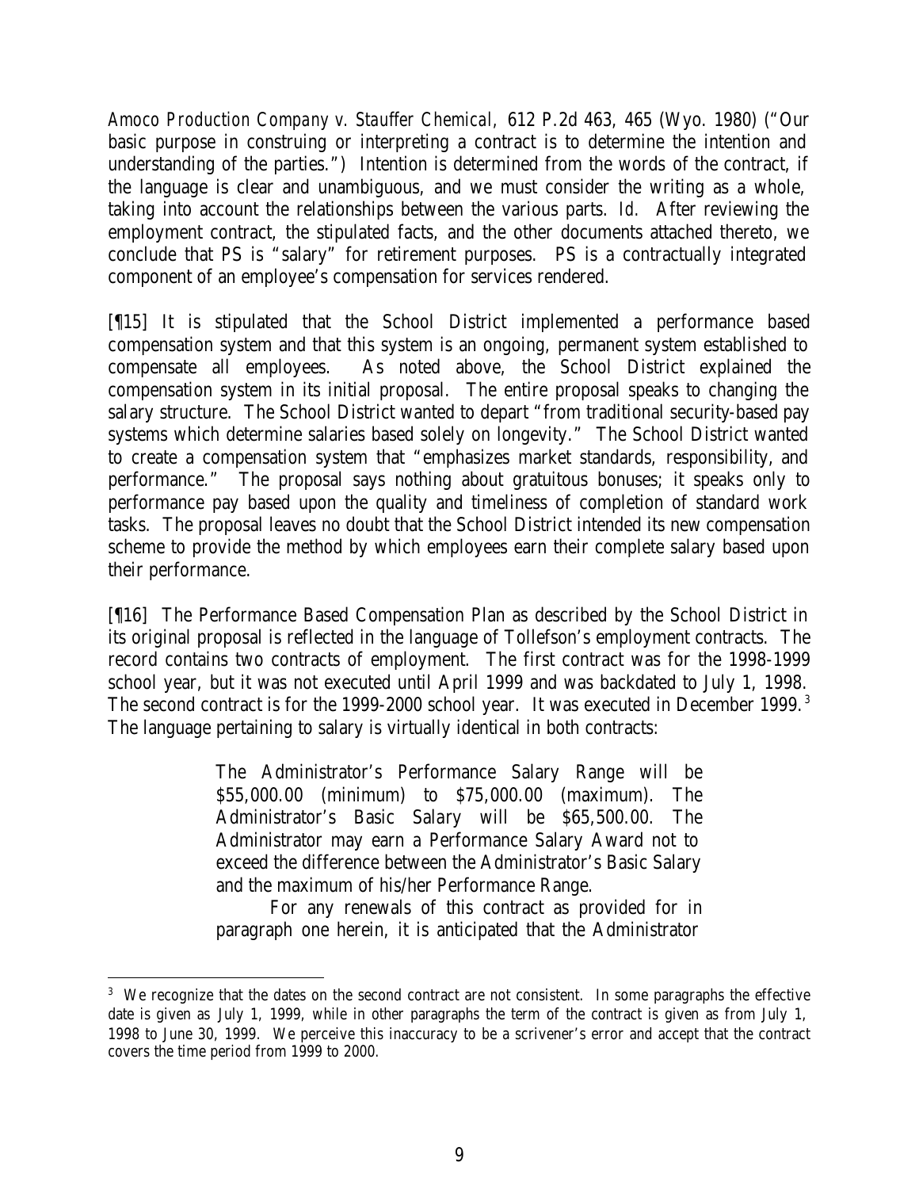*Amoco Production Company v. Stauffer Chemical*, 612 P.2d 463, 465 (Wyo. 1980) ("Our basic purpose in construing or interpreting a contract is to determine the intention and understanding of the parties.") Intention is determined from the words of the contract, if the language is clear and unambiguous, and we must consider the writing as a whole, taking into account the relationships between the various parts. *Id.* After reviewing the employment contract, the stipulated facts, and the other documents attached thereto, we conclude that PS is "salary" for retirement purposes. PS is a contractually integrated component of an employee's compensation for services rendered.

[¶15] It is stipulated that the School District implemented a performance based compensation system and that this system is an ongoing, permanent system established to compensate all employees. As noted above, the School District explained the compensation system in its initial proposal. The entire proposal speaks to changing the salary structure. The School District wanted to depart "from traditional security-based pay systems which determine salaries based solely on longevity." The School District wanted to create a compensation system that "emphasizes market standards, responsibility, and performance." The proposal says nothing about gratuitous bonuses; it speaks only to performance pay based upon the quality and timeliness of completion of standard work tasks. The proposal leaves no doubt that the School District intended its new compensation scheme to provide the method by which employees earn their complete salary based upon their performance.

[¶16] The Performance Based Compensation Plan as described by the School District in its original proposal is reflected in the language of Tollefson's employment contracts. The record contains two contracts of employment. The first contract was for the 1998-1999 school year, but it was not executed until April 1999 and was backdated to July 1, 1998. The second contract is for the 1999-2000 school year. It was executed in December 1999.[3] The language pertaining to salary is virtually identical in both contracts:

> The Administrator's Performance Salary Range will be \$55,000.00 (minimum) to \$75,000.00 (maximum). The Administrator's Basic Salary will be \$65,500.00. The Administrator may earn a Performance Salary Award not to exceed the difference between the Administrator's Basic Salary and the maximum of his/her Performance Range.
>
> For any renewals of this contract as provided for in paragraph one herein, it is anticipated that the Administrator

[3] We recognize that the dates on the second contract are not consistent. In some paragraphs the effective date is given as July 1, 1999, while in other paragraphs the term of the contract is given as from July 1, 1998 to June 30, 1999. We perceive this inaccuracy to be a scrivener's error and accept that the contract covers the time period from 1999 to 2000.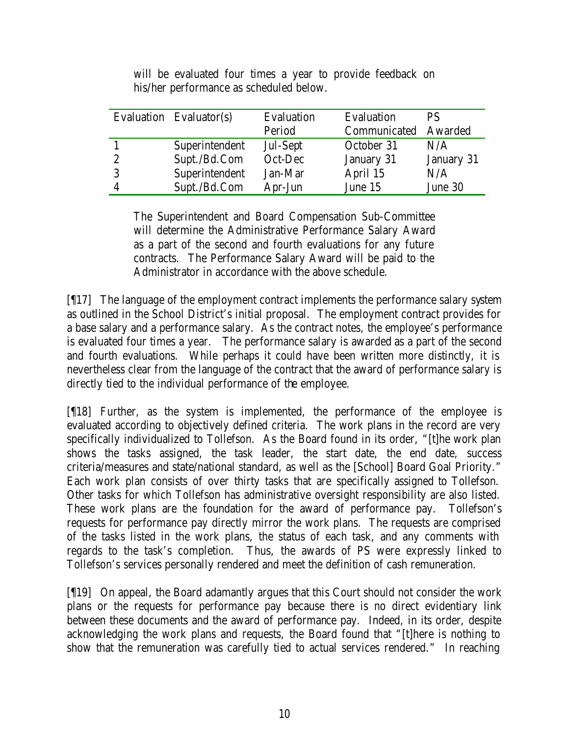will be evaluated four times a year to provide feedback on his/her performance as scheduled below.

| Evaluation | Evaluator(s) | Evaluation Period | Evaluation Communicated | PS Awarded |
|---|---|---|---|---|
| 1 | Superintendent | Jul-Sept | October 31 | N/A |
| 2 | Supt./Bd.Com | Oct-Dec | January 31 | January 31 |
| 3 | Superintendent | Jan-Mar | April 15 | N/A |
| 4 | Supt./Bd.Com | Apr-Jun | June 15 | June 30 |

The Superintendent and Board Compensation Sub-Committee will determine the Administrative Performance Salary Award as a part of the second and fourth evaluations for any future contracts. The Performance Salary Award will be paid to the Administrator in accordance with the above schedule.

[¶17] The language of the employment contract implements the performance salary system as outlined in the School District's initial proposal. The employment contract provides for a base salary and a performance salary. As the contract notes, the employee's performance is evaluated four times a year. The performance salary is awarded as a part of the second and fourth evaluations. While perhaps it could have been written more distinctly, it is nevertheless clear from the language of the contract that the award of performance salary is directly tied to the individual performance of the employee.

[¶18] Further, as the system is implemented, the performance of the employee is evaluated according to objectively defined criteria. The work plans in the record are very specifically individualized to Tollefson. As the Board found in its order, "[t]he work plan shows the tasks assigned, the task leader, the start date, the end date, success criteria/measures and state/national standard, as well as the [School] Board Goal Priority." Each work plan consists of over thirty tasks that are specifically assigned to Tollefson. Other tasks for which Tollefson has administrative oversight responsibility are also listed. These work plans are the foundation for the award of performance pay. Tollefson's requests for performance pay directly mirror the work plans. The requests are comprised of the tasks listed in the work plans, the status of each task, and any comments with regards to the task's completion. Thus, the awards of PS were expressly linked to Tollefson's services personally rendered and meet the definition of cash remuneration.

[¶19] On appeal, the Board adamantly argues that this Court should not consider the work plans or the requests for performance pay because there is no direct evidentiary link between these documents and the award of performance pay. Indeed, in its order, despite acknowledging the work plans and requests, the Board found that "[t]here is nothing to show that the remuneration was carefully tied to actual services rendered." In reaching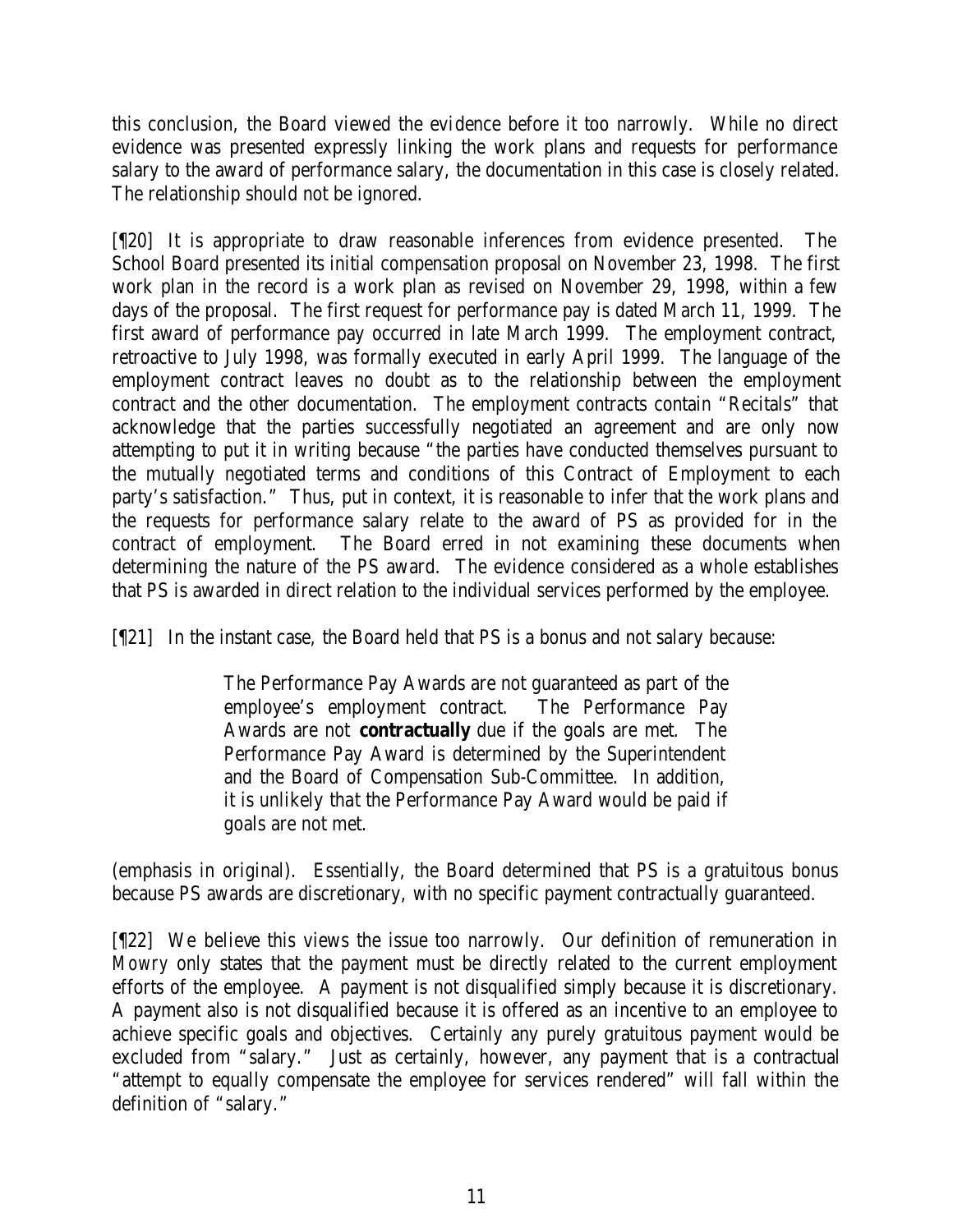this conclusion, the Board viewed the evidence before it too narrowly. While no direct evidence was presented expressly linking the work plans and requests for performance salary to the award of performance salary, the documentation in this case is closely related. The relationship should not be ignored.

[¶20] It is appropriate to draw reasonable inferences from evidence presented. The School Board presented its initial compensation proposal on November 23, 1998. The first work plan in the record is a work plan as revised on November 29, 1998, within a few days of the proposal. The first request for performance pay is dated March 11, 1999. The first award of performance pay occurred in late March 1999. The employment contract, retroactive to July 1998, was formally executed in early April 1999. The language of the employment contract leaves no doubt as to the relationship between the employment contract and the other documentation. The employment contracts contain "Recitals" that acknowledge that the parties successfully negotiated an agreement and are only now attempting to put it in writing because "the parties have conducted themselves pursuant to the mutually negotiated terms and conditions of this Contract of Employment to each party's satisfaction." Thus, put in context, it is reasonable to infer that the work plans and the requests for performance salary relate to the award of PS as provided for in the contract of employment. The Board erred in not examining these documents when determining the nature of the PS award. The evidence considered as a whole establishes that PS is awarded in direct relation to the individual services performed by the employee.

[¶21] In the instant case, the Board held that PS is a bonus and not salary because:

> The Performance Pay Awards are not guaranteed as part of the employee's employment contract. The Performance Pay Awards are not **contractually** due if the goals are met. The Performance Pay Award is determined by the Superintendent and the Board of Compensation Sub-Committee. In addition, it is unlikely that the Performance Pay Award would be paid if goals are not met.

(emphasis in original). Essentially, the Board determined that PS is a gratuitous bonus because PS awards are discretionary, with no specific payment contractually guaranteed.

[¶22] We believe this views the issue too narrowly. Our definition of remuneration in *Mowry* only states that the payment must be directly related to the current employment efforts of the employee. A payment is not disqualified simply because it is discretionary. A payment also is not disqualified because it is offered as an incentive to an employee to achieve specific goals and objectives. Certainly any purely gratuitous payment would be excluded from "salary." Just as certainly, however, any payment that is a contractual "attempt to equally compensate the employee for services rendered" will fall within the definition of "salary."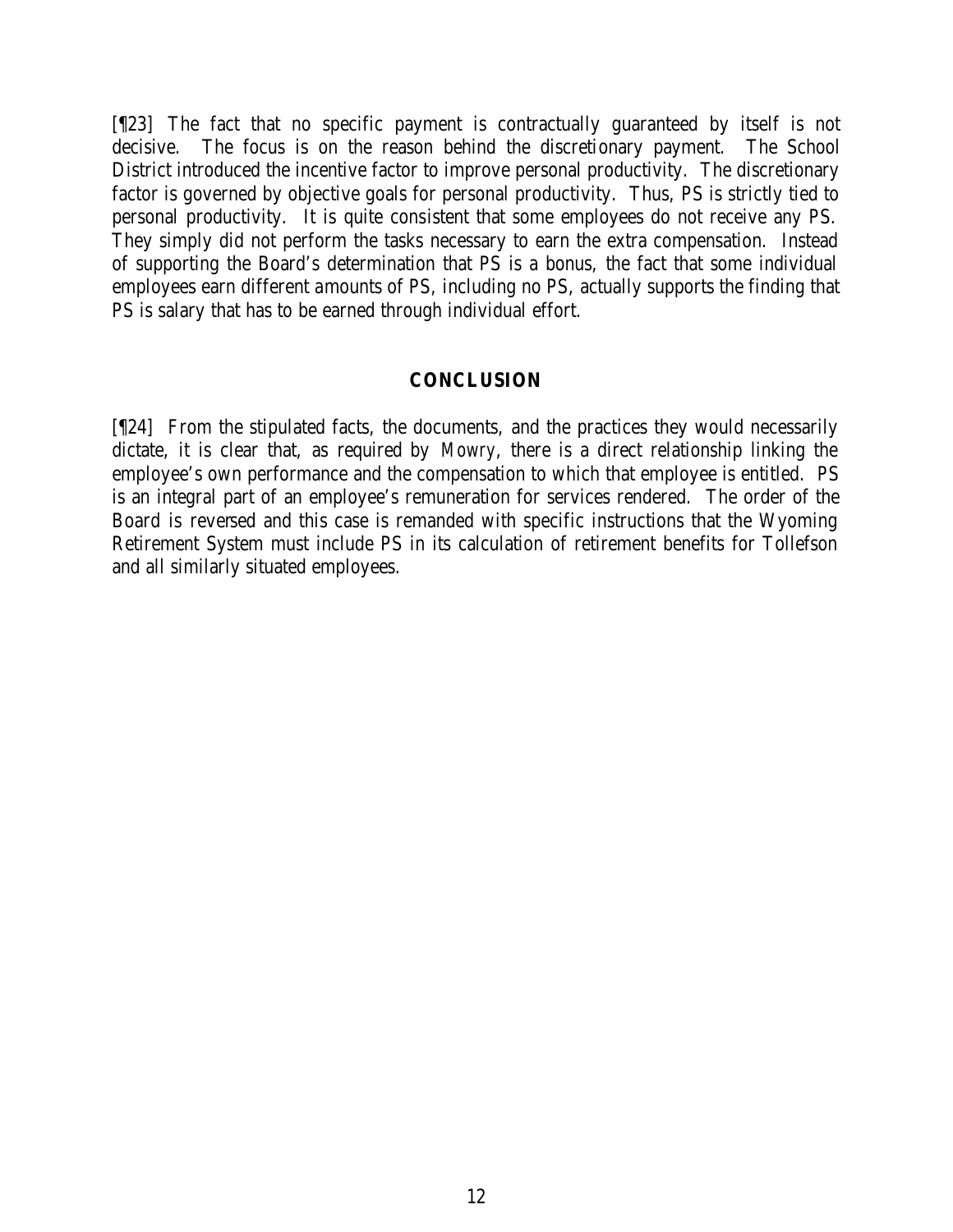[¶23] The fact that no specific payment is contractually guaranteed by itself is not decisive. The focus is on the reason behind the discretionary payment. The School District introduced the incentive factor to improve personal productivity. The discretionary factor is governed by objective goals for personal productivity. Thus, PS is strictly tied to personal productivity. It is quite consistent that some employees do not receive any PS. They simply did not perform the tasks necessary to earn the extra compensation. Instead of supporting the Board's determination that PS is a bonus, the fact that some individual employees earn different amounts of PS, including no PS, actually supports the finding that PS is salary that has to be earned through individual effort.

## CONCLUSION

[¶24] From the stipulated facts, the documents, and the practices they would necessarily dictate, it is clear that, as required by *Mowry*, there is a direct relationship linking the employee's own performance and the compensation to which that employee is entitled. PS is an integral part of an employee's remuneration for services rendered. The order of the Board is reversed and this case is remanded with specific instructions that the Wyoming Retirement System must include PS in its calculation of retirement benefits for Tollefson and all similarly situated employees.